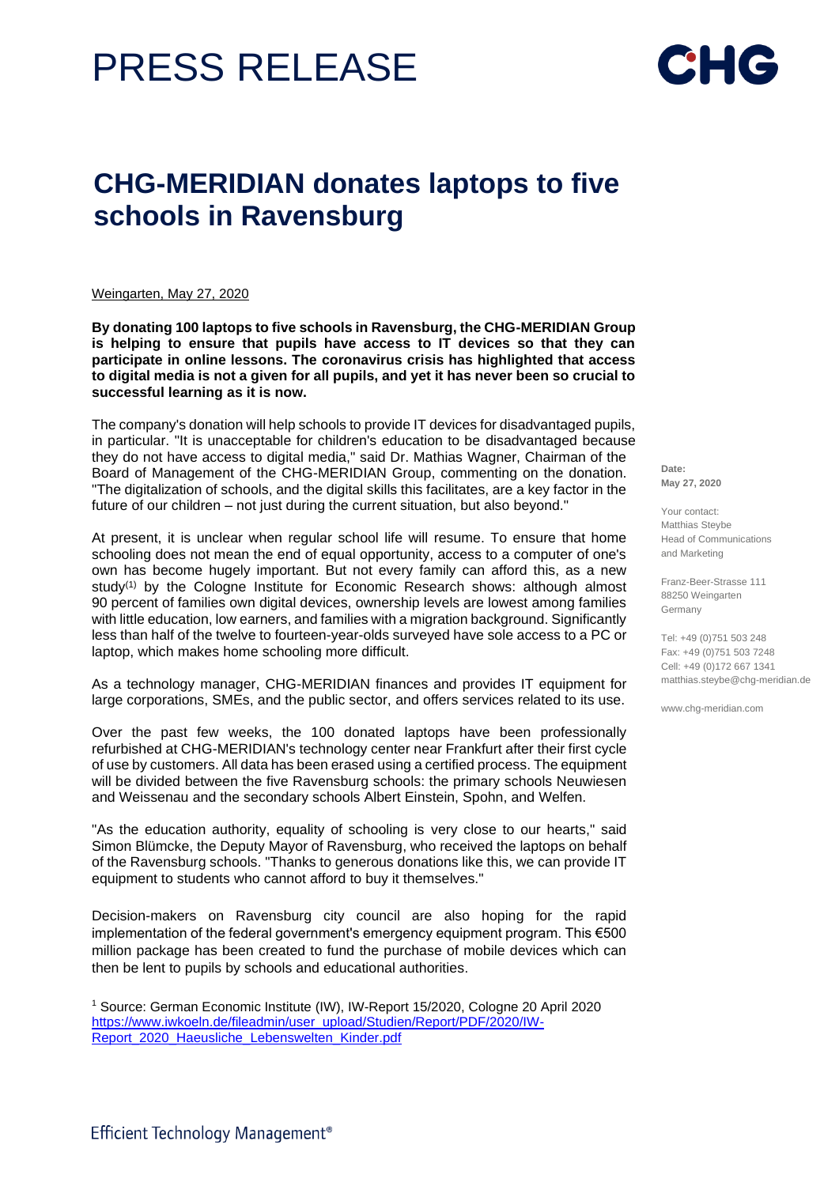# PRESS RELEASE

CHG

## CHG-MERIDIAN donates laptops to five schools in Ravensburg

Weingarten, May 27, 2020

**By donating 100 laptops to five schools in Ravensburg, the CHG-MERIDIAN Group is helping to ensure that pupils have access to IT devices so that they can participate in online lessons. The coronavirus crisis has highlighted that access to digital media is not a given for all pupils, and yet it has never been so crucial to successful learning as it is now.**

The company's donation will help schools to provide IT devices for disadvantaged pupils, in particular. "It is unacceptable for children's education to be disadvantaged because they do not have access to digital media," said Dr. Mathias Wagner, Chairman of the Board of Management of the CHG-MERIDIAN Group, commenting on the donation. "The digitalization of schools, and the digital skills this facilitates, are a key factor in the future of our children – not just during the current situation, but also beyond."

At present, it is unclear when regular school life will resume. To ensure that home schooling does not mean the end of equal opportunity, access to a computer of one's own has become hugely important. But not every family can afford this, as a new study(1) by the Cologne Institute for Economic Research shows: although almost 90 percent of families own digital devices, ownership levels are lowest among families with little education, low earners, and families with a migration background. Significantly less than half of the twelve to fourteen-year-olds surveyed have sole access to a PC or laptop, which makes home schooling more difficult.

As a technology manager, CHG-MERIDIAN finances and provides IT equipment for large corporations, SMEs, and the public sector, and offers services related to its use.

Over the past few weeks, the 100 donated laptops have been professionally refurbished at CHG-MERIDIAN's technology center near Frankfurt after their first cycle of use by customers. All data has been erased using a certified process. The equipment will be divided between the five Ravensburg schools: the primary schools Neuwiesen and Weissenau and the secondary schools Albert Einstein, Spohn, and Welfen.

"As the education authority, equality of schooling is very close to our hearts," said Simon Blümcke, the Deputy Mayor of Ravensburg, who received the laptops on behalf of the Ravensburg schools. "Thanks to generous donations like this, we can provide IT equipment to students who cannot afford to buy it themselves."

Decision-makers on Ravensburg city council are also hoping for the rapid implementation of the federal government's emergency equipment program. This €500 million package has been created to fund the purchase of mobile devices which can then be lent to pupils by schools and educational authorities.

[1] Source: German Economic Institute (IW), IW-Report 15/2020, Cologne 20 April 2020 https://www.iwkoeln.de/fileadmin/user_upload/Studien/Report/PDF/2020/IW-Report_2020_Haeusliche_Lebenswelten_Kinder.pdf

**Date:**
**May 27, 2020**

Your contact:
Matthias Steybe
Head of Communications and Marketing

Franz-Beer-Strasse 111
88250 Weingarten
Germany

Tel: +49 (0)751 503 248
Fax: +49 (0)751 503 7248
Cell: +49 (0)172 667 1341
matthias.steybe@chg-meridian.de

www.chg-meridian.com

Efficient Technology Management®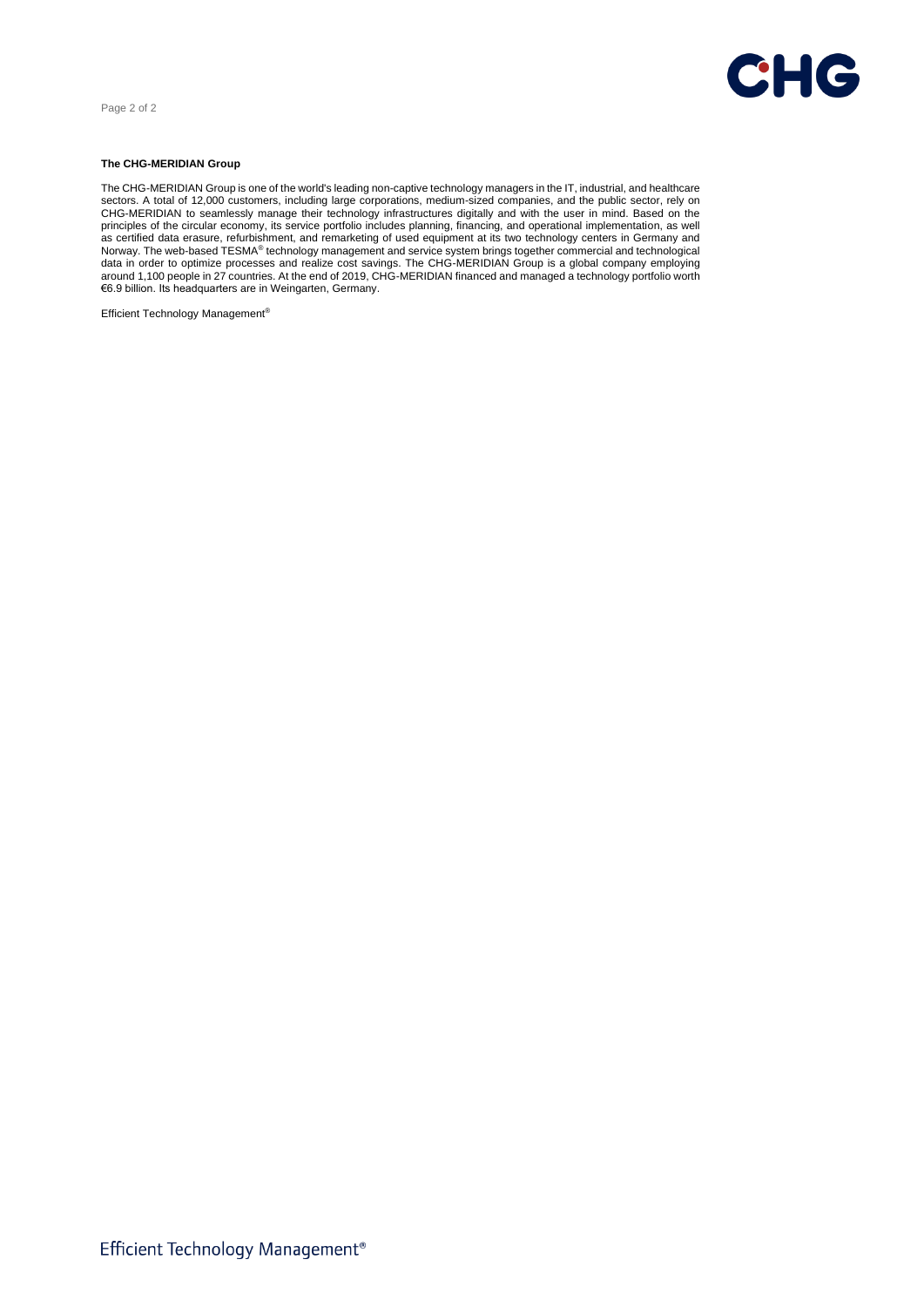**The CHG-MERIDIAN Group**

The CHG-MERIDIAN Group is one of the world's leading non-captive technology managers in the IT, industrial, and healthcare sectors. A total of 12,000 customers, including large corporations, medium-sized companies, and the public sector, rely on CHG-MERIDIAN to seamlessly manage their technology infrastructures digitally and with the user in mind. Based on the principles of the circular economy, its service portfolio includes planning, financing, and operational implementation, as well as certified data erasure, refurbishment, and remarketing of used equipment at its two technology centers in Germany and Norway. The web-based TESMA® technology management and service system brings together commercial and technological data in order to optimize processes and realize cost savings. The CHG-MERIDIAN Group is a global company employing around 1,100 people in 27 countries. At the end of 2019, CHG-MERIDIAN financed and managed a technology portfolio worth €6.9 billion. Its headquarters are in Weingarten, Germany.

Efficient Technology Management®